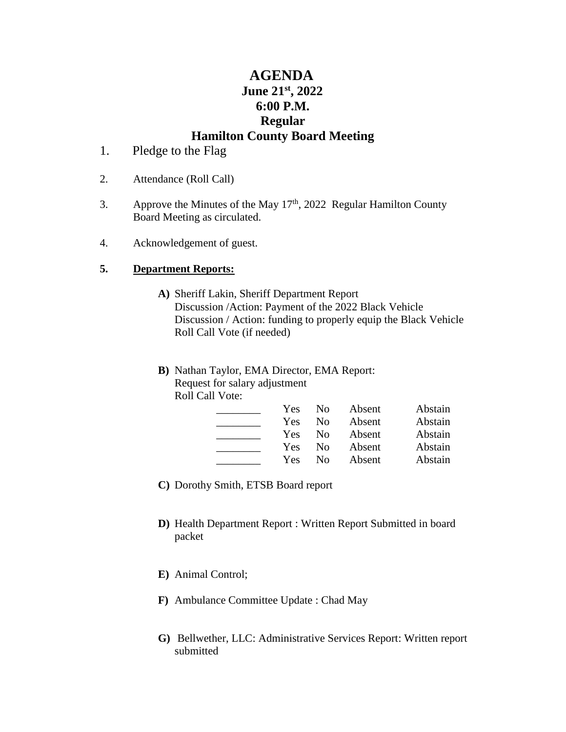# AGENDA
## June 21st, 2022
## 6:00 P.M.
## Regular
## Hamilton County Board Meeting

1. Pledge to the Flag

2. Attendance (Roll Call)

3. Approve the Minutes of the May 17th, 2022 Regular Hamilton County Board Meeting as circulated.

4. Acknowledgement of guest.

5. **Department Reports:**

   **A)** Sheriff Lakin, Sheriff Department Report
   Discussion /Action: Payment of the 2022 Black Vehicle
   Discussion / Action: funding to properly equip the Black Vehicle
   Roll Call Vote (if needed)

   **B)** Nathan Taylor, EMA Director, EMA Report:
   Request for salary adjustment
   Roll Call Vote:

   | | | | | |
   |---|---|---|---|---|
   | ________ | Yes | No | Absent | Abstain |
   | ________ | Yes | No | Absent | Abstain |
   | ________ | Yes | No | Absent | Abstain |
   | ________ | Yes | No | Absent | Abstain |
   | ________ | Yes | No | Absent | Abstain |

   **C)** Dorothy Smith, ETSB Board report

   **D)** Health Department Report : Written Report Submitted in board packet

   **E)** Animal Control;

   **F)** Ambulance Committee Update : Chad May

   **G)** Bellwether, LLC: Administrative Services Report: Written report submitted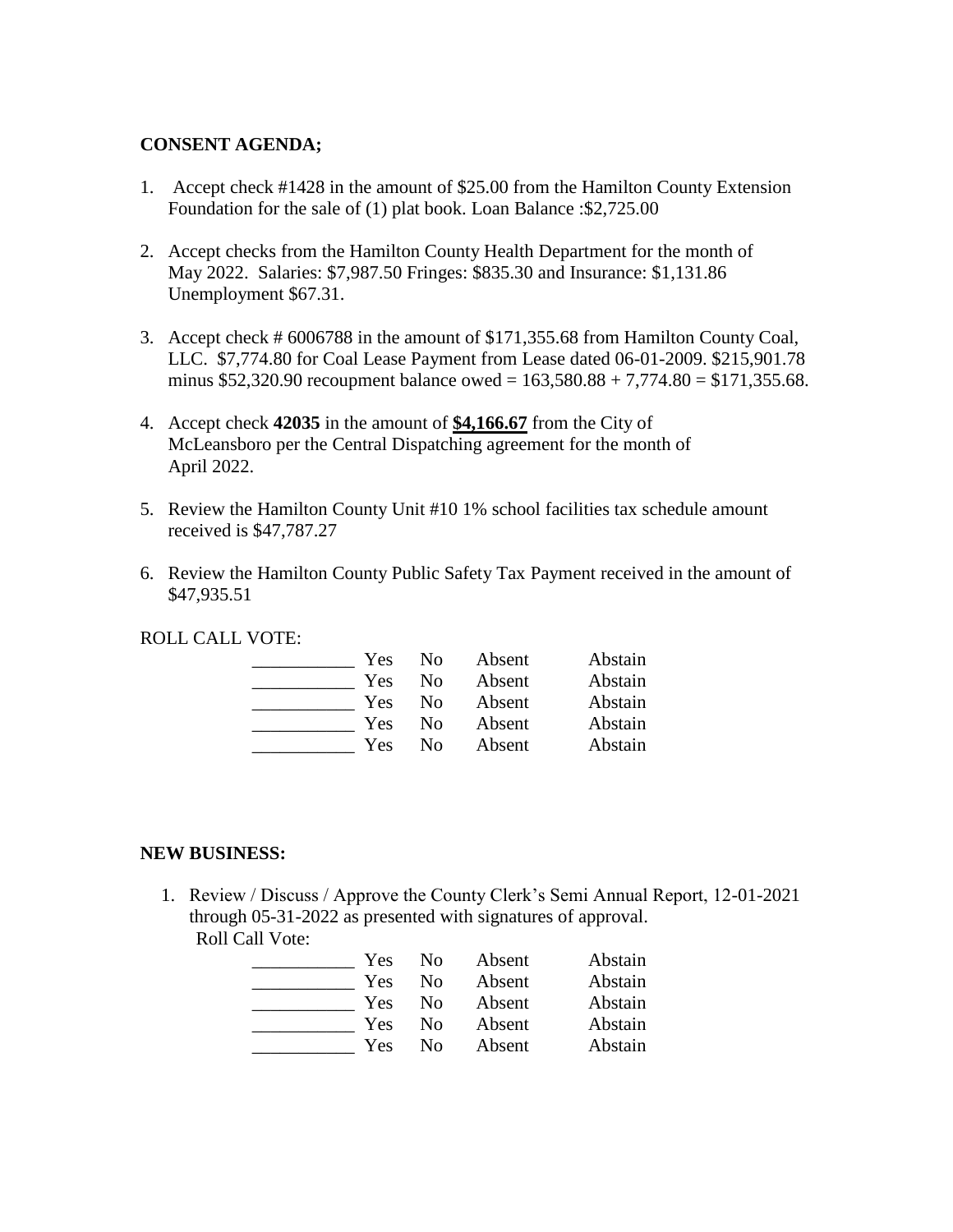**CONSENT AGENDA;**

1. Accept check #1428 in the amount of $25.00 from the Hamilton County Extension Foundation for the sale of (1) plat book. Loan Balance :$2,725.00

2. Accept checks from the Hamilton County Health Department for the month of May 2022. Salaries: $7,987.50 Fringes: $835.30 and Insurance: $1,131.86 Unemployment $67.31.

3. Accept check # 6006788 in the amount of $171,355.68 from Hamilton County Coal, LLC. $7,774.80 for Coal Lease Payment from Lease dated 06-01-2009. $215,901.78 minus $52,320.90 recoupment balance owed = 163,580.88 + 7,774.80 = $171,355.68.

4. Accept check **42035** in the amount of **<u>$4,166.67</u>** from the City of McLeansboro per the Central Dispatching agreement for the month of April 2022.

5. Review the Hamilton County Unit #10 1% school facilities tax schedule amount received is $47,787.27

6. Review the Hamilton County Public Safety Tax Payment received in the amount of $47,935.51

ROLL CALL VOTE:

| | | | | |
|---|---|---|---|---|
| ___________ | Yes | No | Absent | Abstain |
| ___________ | Yes | No | Absent | Abstain |
| ___________ | Yes | No | Absent | Abstain |
| ___________ | Yes | No | Absent | Abstain |
| ___________ | Yes | No | Absent | Abstain |

**NEW BUSINESS:**

1. Review / Discuss / Approve the County Clerk's Semi Annual Report, 12-01-2021 through 05-31-2022 as presented with signatures of approval.
   Roll Call Vote:

| | | | | |
|---|---|---|---|---|
| ___________ | Yes | No | Absent | Abstain |
| ___________ | Yes | No | Absent | Abstain |
| ___________ | Yes | No | Absent | Abstain |
| ___________ | Yes | No | Absent | Abstain |
| ___________ | Yes | No | Absent | Abstain |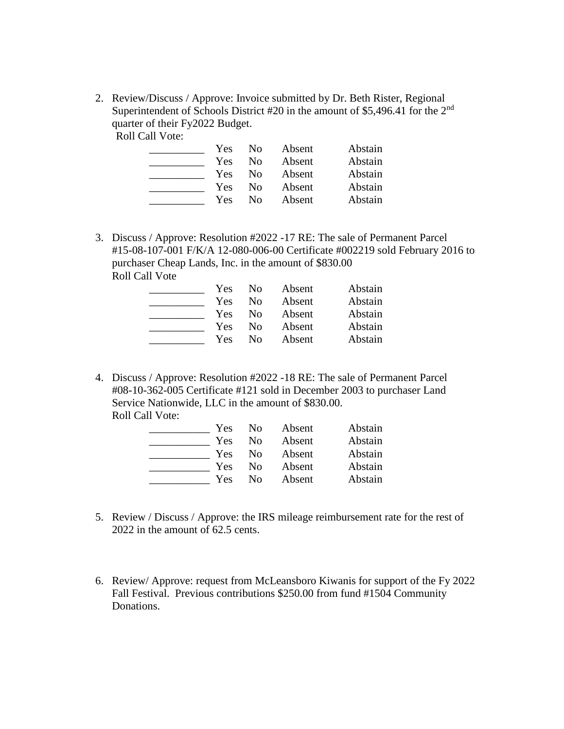2. Review/Discuss / Approve: Invoice submitted by Dr. Beth Rister, Regional Superintendent of Schools District #20 in the amount of $5,496.41 for the 2nd quarter of their Fy2022 Budget.
   Roll Call Vote:

   | | | | | |
   |---|---|---|---|---|
   | __________ | Yes | No | Absent | Abstain |
   | __________ | Yes | No | Absent | Abstain |
   | __________ | Yes | No | Absent | Abstain |
   | __________ | Yes | No | Absent | Abstain |
   | __________ | Yes | No | Absent | Abstain |

3. Discuss / Approve: Resolution #2022 -17 RE: The sale of Permanent Parcel #15-08-107-001 F/K/A 12-080-006-00 Certificate #002219 sold February 2016 to purchaser Cheap Lands, Inc. in the amount of $830.00
   Roll Call Vote

   | | | | | |
   |---|---|---|---|---|
   | __________ | Yes | No | Absent | Abstain |
   | __________ | Yes | No | Absent | Abstain |
   | __________ | Yes | No | Absent | Abstain |
   | __________ | Yes | No | Absent | Abstain |
   | __________ | Yes | No | Absent | Abstain |

4. Discuss / Approve: Resolution #2022 -18 RE: The sale of Permanent Parcel #08-10-362-005 Certificate #121 sold in December 2003 to purchaser Land Service Nationwide, LLC in the amount of $830.00.
   Roll Call Vote:

   | | | | | |
   |---|---|---|---|---|
   | ___________ | Yes | No | Absent | Abstain |
   | ___________ | Yes | No | Absent | Abstain |
   | ___________ | Yes | No | Absent | Abstain |
   | ___________ | Yes | No | Absent | Abstain |
   | ___________ | Yes | No | Absent | Abstain |

5. Review / Discuss / Approve: the IRS mileage reimbursement rate for the rest of 2022 in the amount of 62.5 cents.

6. Review/ Approve: request from McLeansboro Kiwanis for support of the Fy 2022 Fall Festival. Previous contributions $250.00 from fund #1504 Community Donations.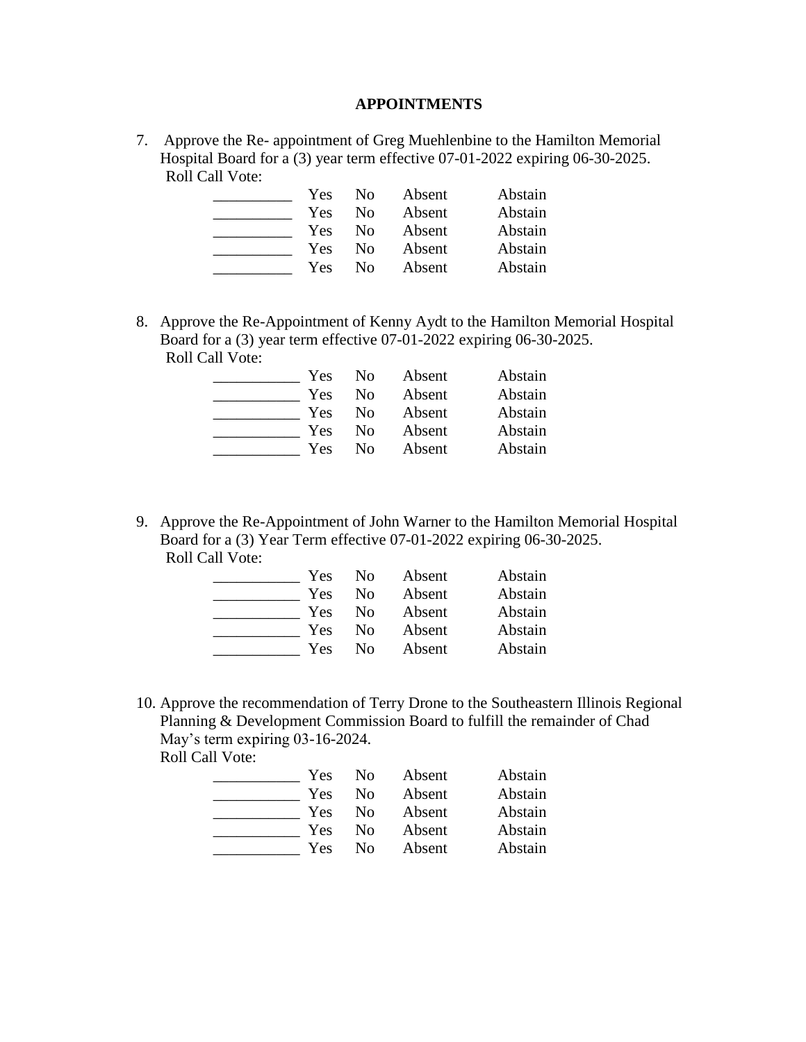**APPOINTMENTS**

7. Approve the Re- appointment of Greg Muehlenbine to the Hamilton Memorial Hospital Board for a (3) year term effective 07-01-2022 expiring 06-30-2025.
   Roll Call Vote:

| | | | | |
|---|---|---|---|---|
| __________ | Yes | No | Absent | Abstain |
| __________ | Yes | No | Absent | Abstain |
| __________ | Yes | No | Absent | Abstain |
| __________ | Yes | No | Absent | Abstain |
| __________ | Yes | No | Absent | Abstain |

8. Approve the Re-Appointment of Kenny Aydt to the Hamilton Memorial Hospital Board for a (3) year term effective 07-01-2022 expiring 06-30-2025.
   Roll Call Vote:

| | | | | |
|---|---|---|---|---|
| ___________ | Yes | No | Absent | Abstain |
| ___________ | Yes | No | Absent | Abstain |
| ___________ | Yes | No | Absent | Abstain |
| ___________ | Yes | No | Absent | Abstain |
| ___________ | Yes | No | Absent | Abstain |

9. Approve the Re-Appointment of John Warner to the Hamilton Memorial Hospital Board for a (3) Year Term effective 07-01-2022 expiring 06-30-2025.
   Roll Call Vote:

| | | | | |
|---|---|---|---|---|
| ___________ | Yes | No | Absent | Abstain |
| ___________ | Yes | No | Absent | Abstain |
| ___________ | Yes | No | Absent | Abstain |
| ___________ | Yes | No | Absent | Abstain |
| ___________ | Yes | No | Absent | Abstain |

10. Approve the recommendation of Terry Drone to the Southeastern Illinois Regional Planning & Development Commission Board to fulfill the remainder of Chad May's term expiring 03-16-2024.
    Roll Call Vote:

| | | | | |
|---|---|---|---|---|
| ___________ | Yes | No | Absent | Abstain |
| ___________ | Yes | No | Absent | Abstain |
| ___________ | Yes | No | Absent | Abstain |
| ___________ | Yes | No | Absent | Abstain |
| ___________ | Yes | No | Absent | Abstain |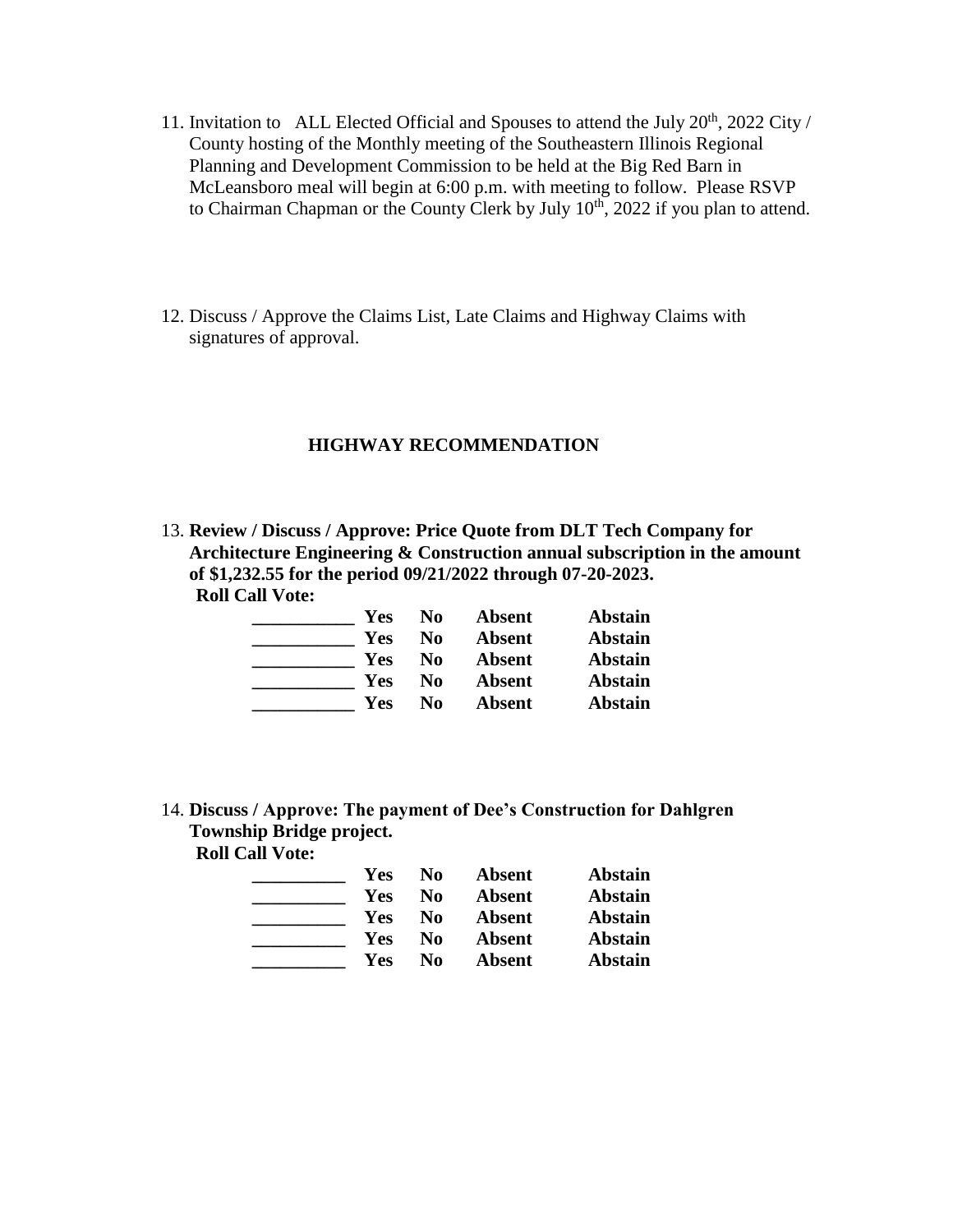11. Invitation to ALL Elected Official and Spouses to attend the July 20th, 2022 City / County hosting of the Monthly meeting of the Southeastern Illinois Regional Planning and Development Commission to be held at the Big Red Barn in McLeansboro meal will begin at 6:00 p.m. with meeting to follow. Please RSVP to Chairman Chapman or the County Clerk by July 10th, 2022 if you plan to attend.

12. Discuss / Approve the Claims List, Late Claims and Highway Claims with signatures of approval.

## HIGHWAY RECOMMENDATION

13. **Review / Discuss / Approve: Price Quote from DLT Tech Company for Architecture Engineering & Construction annual subscription in the amount of $1,232.55 for the period 09/21/2022 through 07-20-2023.**

**Roll Call Vote:**

| | | | | |
|---|---|---|---|---|
| ___________ | **Yes** | **No** | **Absent** | **Abstain** |
| ___________ | **Yes** | **No** | **Absent** | **Abstain** |
| ___________ | **Yes** | **No** | **Absent** | **Abstain** |
| ___________ | **Yes** | **No** | **Absent** | **Abstain** |
| ___________ | **Yes** | **No** | **Absent** | **Abstain** |

14. **Discuss / Approve: The payment of Dee's Construction for Dahlgren Township Bridge project.**

**Roll Call Vote:**

| | | | | |
|---|---|---|---|---|
| __________ | **Yes** | **No** | **Absent** | **Abstain** |
| __________ | **Yes** | **No** | **Absent** | **Abstain** |
| __________ | **Yes** | **No** | **Absent** | **Abstain** |
| __________ | **Yes** | **No** | **Absent** | **Abstain** |
| __________ | **Yes** | **No** | **Absent** | **Abstain** |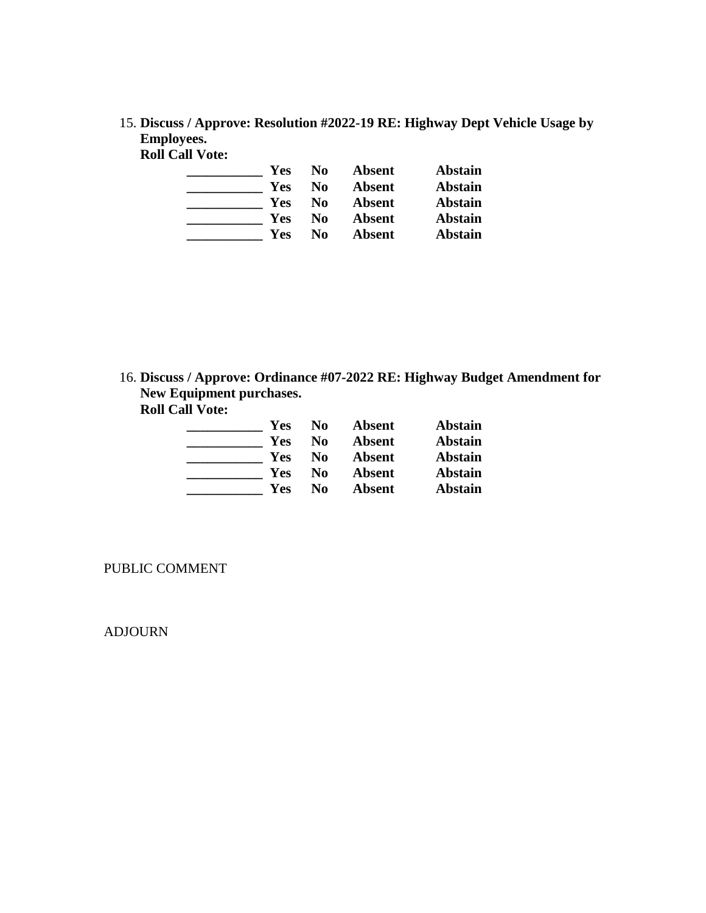15. **Discuss / Approve: Resolution #2022-19 RE: Highway Dept Vehicle Usage by Employees.**
    **Roll Call Vote:**

| | | | | |
|---|---|---|---|---|
| ___________ | **Yes** | **No** | **Absent** | **Abstain** |
| ___________ | **Yes** | **No** | **Absent** | **Abstain** |
| ___________ | **Yes** | **No** | **Absent** | **Abstain** |
| ___________ | **Yes** | **No** | **Absent** | **Abstain** |
| ___________ | **Yes** | **No** | **Absent** | **Abstain** |

16. **Discuss / Approve: Ordinance #07-2022 RE: Highway Budget Amendment for New Equipment purchases.**
    **Roll Call Vote:**

| | | | | |
|---|---|---|---|---|
| ___________ | **Yes** | **No** | **Absent** | **Abstain** |
| ___________ | **Yes** | **No** | **Absent** | **Abstain** |
| ___________ | **Yes** | **No** | **Absent** | **Abstain** |
| ___________ | **Yes** | **No** | **Absent** | **Abstain** |
| ___________ | **Yes** | **No** | **Absent** | **Abstain** |

PUBLIC COMMENT

ADJOURN